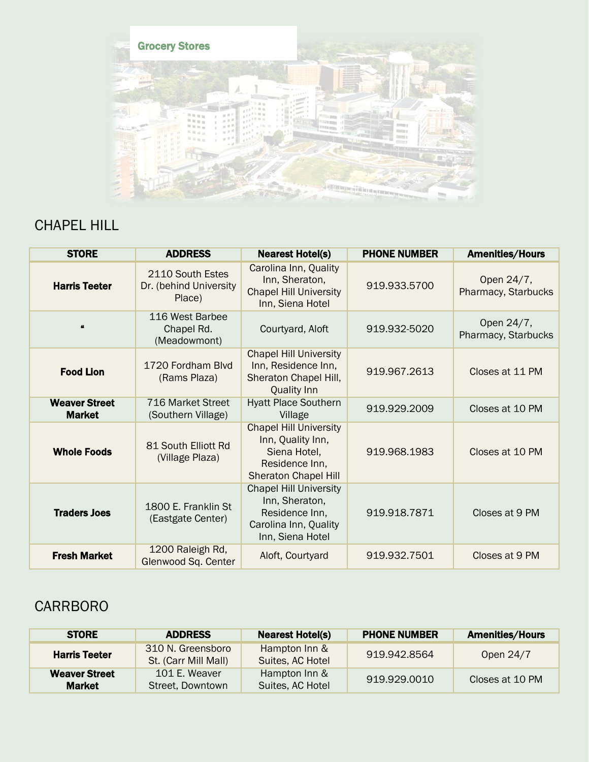## Grocery Stores

### CHAPEL HILL

| STORE | ADDRESS | Nearest Hotel(s) | PHONE NUMBER | Amenities/Hours |
|---|---|---|---|---|
| **Harris Teeter** | 2110 South Estes Dr. (behind University Place) | Carolina Inn, Quality Inn, Sheraton, Chapel Hill University Inn, Siena Hotel | 919.933.5700 | Open 24/7, Pharmacy, Starbucks |
| **"** | 116 West Barbee Chapel Rd. (Meadowmont) | Courtyard, Aloft | 919.932-5020 | Open 24/7, Pharmacy, Starbucks |
| **Food Lion** | 1720 Fordham Blvd (Rams Plaza) | Chapel Hill University Inn, Residence Inn, Sheraton Chapel Hill, Quality Inn | 919.967.2613 | Closes at 11 PM |
| **Weaver Street Market** | 716 Market Street (Southern Village) | Hyatt Place Southern Village | 919.929.2009 | Closes at 10 PM |
| **Whole Foods** | 81 South Elliott Rd (Village Plaza) | Chapel Hill University Inn, Quality Inn, Siena Hotel, Residence Inn, Sheraton Chapel Hill | 919.968.1983 | Closes at 10 PM |
| **Traders Joes** | 1800 E. Franklin St (Eastgate Center) | Chapel Hill University Inn, Sheraton, Residence Inn, Carolina Inn, Quality Inn, Siena Hotel | 919.918.7871 | Closes at 9 PM |
| **Fresh Market** | 1200 Raleigh Rd, Glenwood Sq. Center | Aloft, Courtyard | 919.932.7501 | Closes at 9 PM |

### CARRBORO

| STORE | ADDRESS | Nearest Hotel(s) | PHONE NUMBER | Amenities/Hours |
|---|---|---|---|---|
| **Harris Teeter** | 310 N. Greensboro St. (Carr Mill Mall) | Hampton Inn & Suites, AC Hotel | 919.942.8564 | Open 24/7 |
| **Weaver Street Market** | 101 E. Weaver Street, Downtown | Hampton Inn & Suites, AC Hotel | 919.929.0010 | Closes at 10 PM |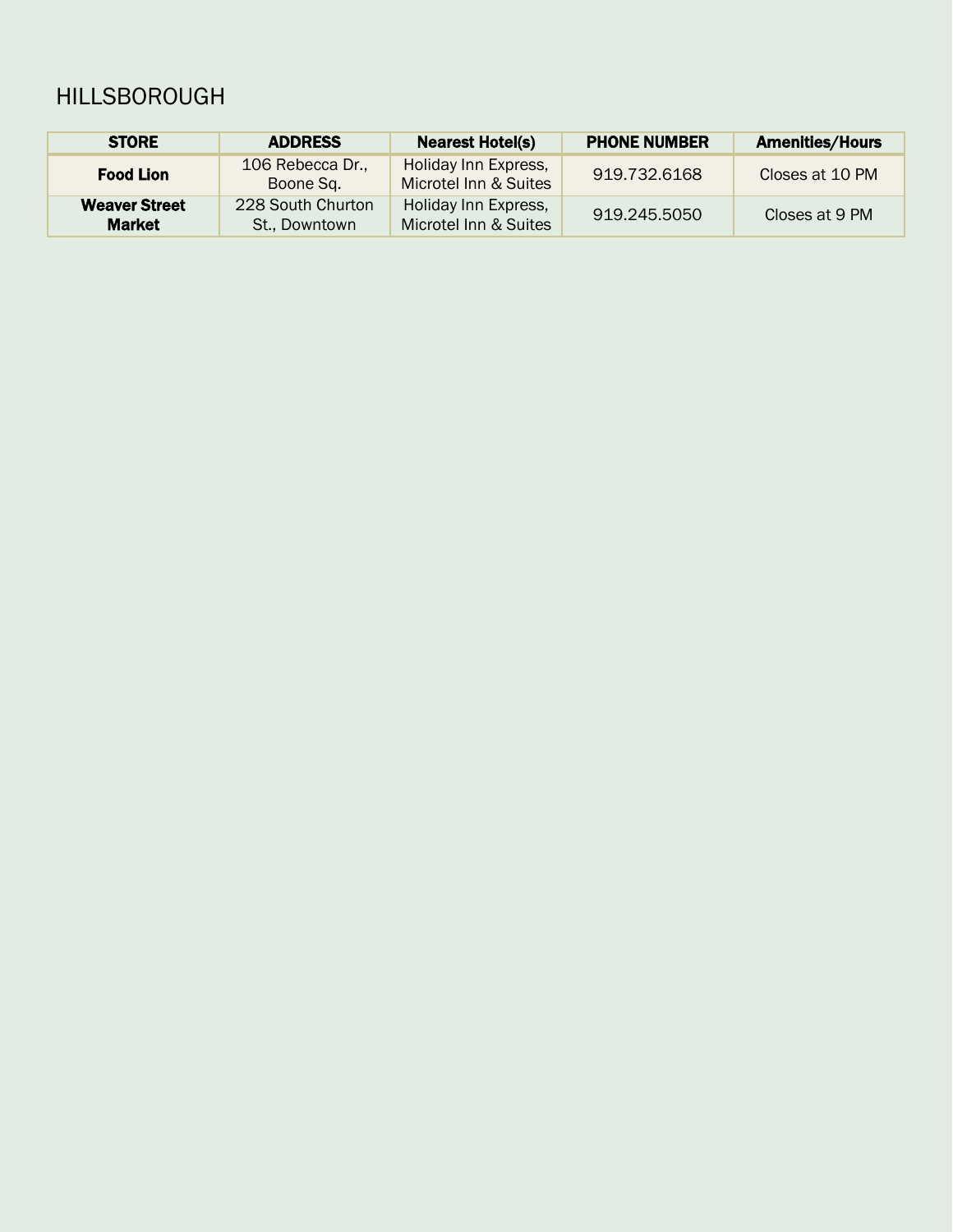## HILLSBOROUGH

| STORE | ADDRESS | Nearest Hotel(s) | PHONE NUMBER | Amenities/Hours |
|---|---|---|---|---|
| **Food Lion** | 106 Rebecca Dr., Boone Sq. | Holiday Inn Express, Microtel Inn & Suites | 919.732.6168 | Closes at 10 PM |
| **Weaver Street Market** | 228 South Churton St., Downtown | Holiday Inn Express, Microtel Inn & Suites | 919.245.5050 | Closes at 9 PM |